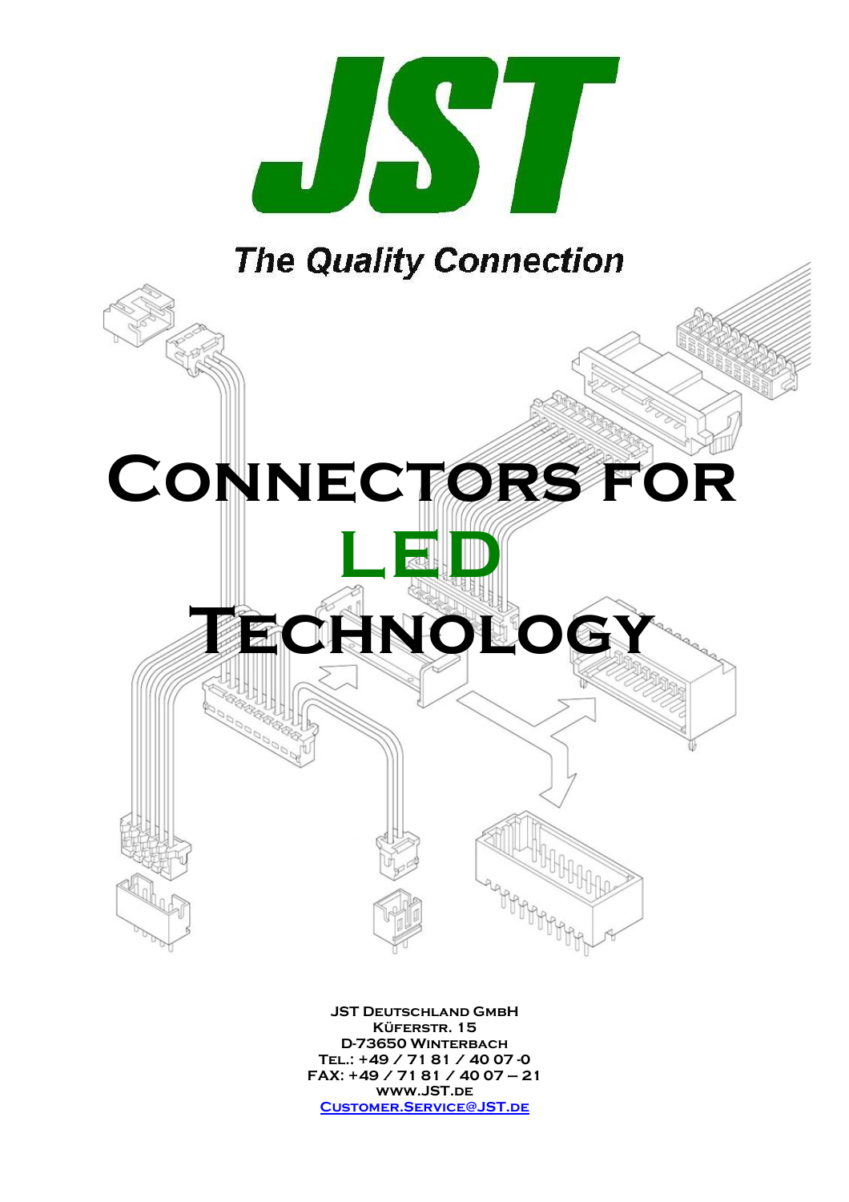# JST

*The Quality Connection*

# Connectors for LED Technology

**JST Deutschland GmbH**
**Küferstr. 15**
**D-73650 Winterbach**
**Tel.: +49 / 71 81 / 40 07 -0**
**FAX: +49 / 71 81 / 40 07 – 21**
**www.JST.de**
**Customer.Service@JST.de**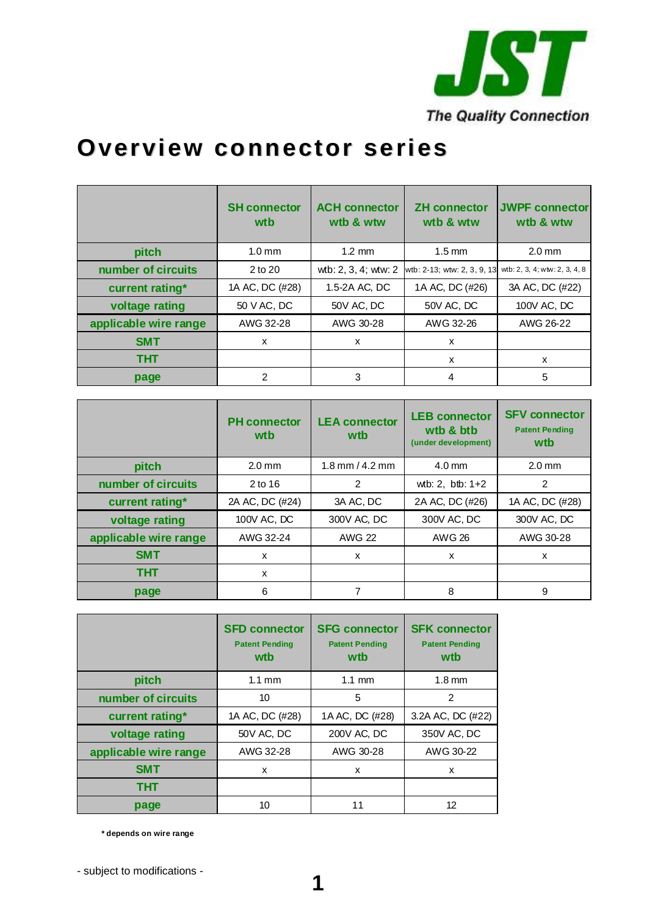JST

The Quality Connection

# Overview connector series

| | SH connector wtb | ACH connector wtb & wtw | ZH connector wtb & wtw | JWPF connector wtb & wtw |
|---|---|---|---|---|
| pitch | 1.0 mm | 1.2 mm | 1.5 mm | 2.0 mm |
| number of circuits | 2 to 20 | wtb: 2, 3, 4; wtw: 2 | wtb: 2-13; wtw: 2, 3, 9, 13 | wtb: 2, 3, 4; wtw: 2, 3, 4, 8 |
| current rating* | 1A AC, DC (#28) | 1.5-2A AC, DC | 1A AC, DC (#26) | 3A AC, DC (#22) |
| voltage rating | 50 V AC, DC | 50V AC, DC | 50V AC, DC | 100V AC, DC |
| applicable wire range | AWG 32-28 | AWG 30-28 | AWG 32-26 | AWG 26-22 |
| SMT | x | x | x | |
| THT | | | x | x |
| page | 2 | 3 | 4 | 5 |

| | PH connector wtb | LEA connector wtb | LEB connector wtb & btb (under development) | SFV connector Patent Pending wtb |
|---|---|---|---|---|
| pitch | 2.0 mm | 1.8 mm / 4.2 mm | 4.0 mm | 2.0 mm |
| number of circuits | 2 to 16 | 2 | wtb: 2, btb: 1+2 | 2 |
| current rating* | 2A AC, DC (#24) | 3A AC, DC | 2A AC, DC (#26) | 1A AC, DC (#28) |
| voltage rating | 100V AC, DC | 300V AC, DC | 300V AC, DC | 300V AC, DC |
| applicable wire range | AWG 32-24 | AWG 22 | AWG 26 | AWG 30-28 |
| SMT | x | x | x | x |
| THT | x | | | |
| page | 6 | 7 | 8 | 9 |

| | SFD connector Patent Pending wtb | SFG connector Patent Pending wtb | SFK connector Patent Pending wtb |
|---|---|---|---|
| pitch | 1.1 mm | 1.1 mm | 1.8 mm |
| number of circuits | 10 | 5 | 2 |
| current rating* | 1A AC, DC (#28) | 1A AC, DC (#28) | 3.2A AC, DC (#22) |
| voltage rating | 50V AC, DC | 200V AC, DC | 350V AC, DC |
| applicable wire range | AWG 32-28 | AWG 30-28 | AWG 30-22 |
| SMT | x | x | x |
| THT | | | |
| page | 10 | 11 | 12 |

**\* depends on wire range**

- subject to modifications -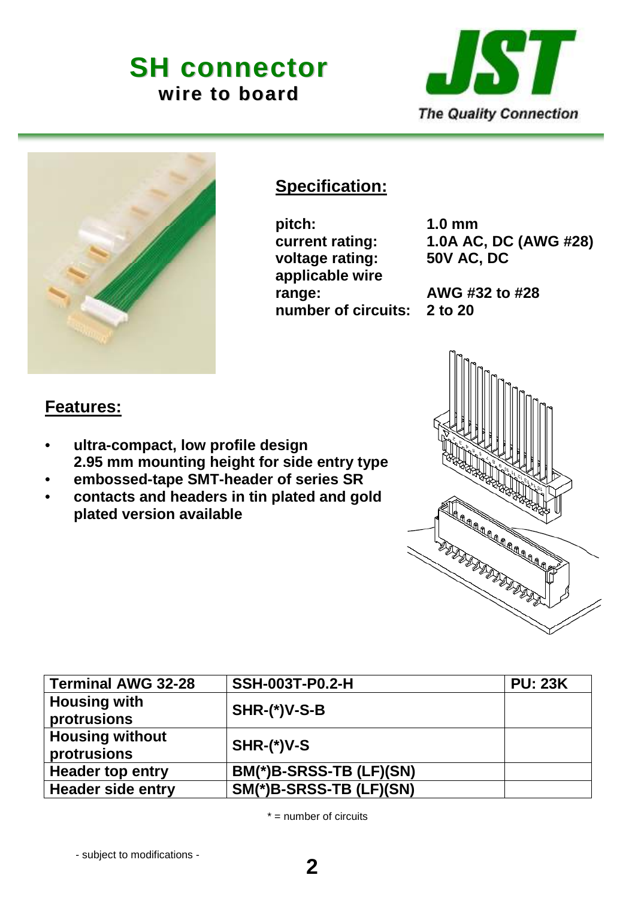# SH connector

## wire to board

JST
*The Quality Connection*

## Specification:

| | |
|---|---|
| **pitch:** | **1.0 mm** |
| **current rating:** | **1.0A AC, DC (AWG #28)** |
| **voltage rating:** | **50V AC, DC** |
| **applicable wire range:** | **AWG #32 to #28** |
| **number of circuits:** | **2 to 20** |

## Features:

- **ultra-compact, low profile design 2.95 mm mounting height for side entry type**
- **embossed-tape SMT-header of series SR**
- **contacts and headers in tin plated and gold plated version available**

| **Terminal AWG 32-28** | **SSH-003T-P0.2-H** | **PU: 23K** |
|---|---|---|
| **Housing with protrusions** | **SHR-(*)V-S-B** | |
| **Housing without protrusions** | **SHR-(*)V-S** | |
| **Header top entry** | **BM(*)B-SRSS-TB (LF)(SN)** | |
| **Header side entry** | **SM(*)B-SRSS-TB (LF)(SN)** | |

\* = number of circuits

- subject to modifications -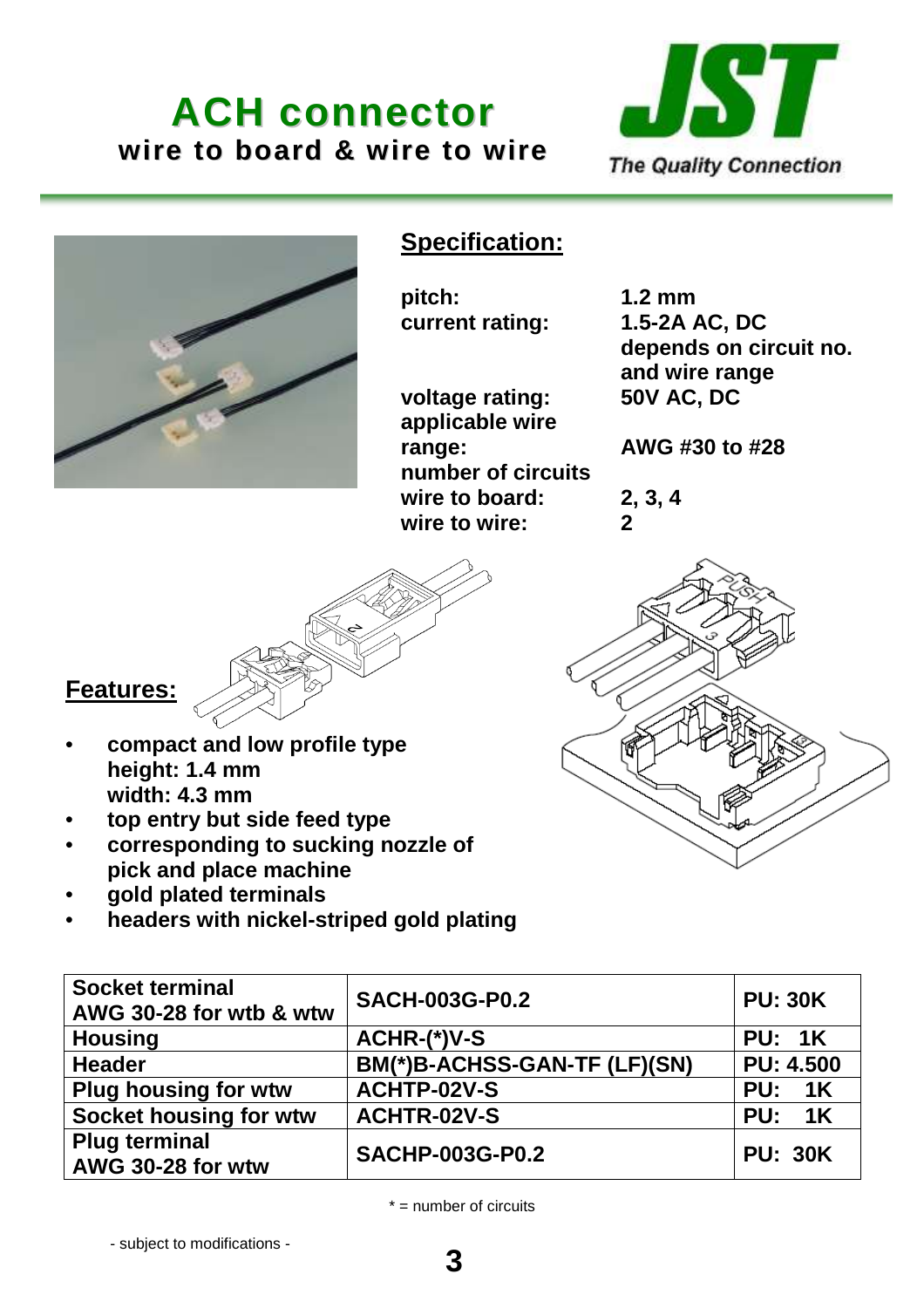# ACH connector

## wire to board & wire to wire

The Quality Connection

## Specification:

| | |
|---|---|
| pitch: | 1.2 mm |
| current rating: | 1.5-2A AC, DC depends on circuit no. and wire range |
| voltage rating: | 50V AC, DC |
| applicable wire range: | AWG #30 to #28 |
| number of circuits | |
| wire to board: | 2, 3, 4 |
| wire to wire: | 2 |

## Features:

- compact and low profile type height: 1.4 mm width: 4.3 mm
- top entry but side feed type
- corresponding to sucking nozzle of pick and place machine
- gold plated terminals
- headers with nickel-striped gold plating

| | | |
|---|---|---|
| Socket terminal AWG 30-28 for wtb & wtw | SACH-003G-P0.2 | PU: 30K |
| Housing | ACHR-(*)V-S | PU: 1K |
| Header | BM(*)B-ACHSS-GAN-TF (LF)(SN) | PU: 4.500 |
| Plug housing for wtw | ACHTP-02V-S | PU: 1K |
| Socket housing for wtw | ACHTR-02V-S | PU: 1K |
| Plug terminal AWG 30-28 for wtw | SACHP-003G-P0.2 | PU: 30K |

* = number of circuits

- subject to modifications -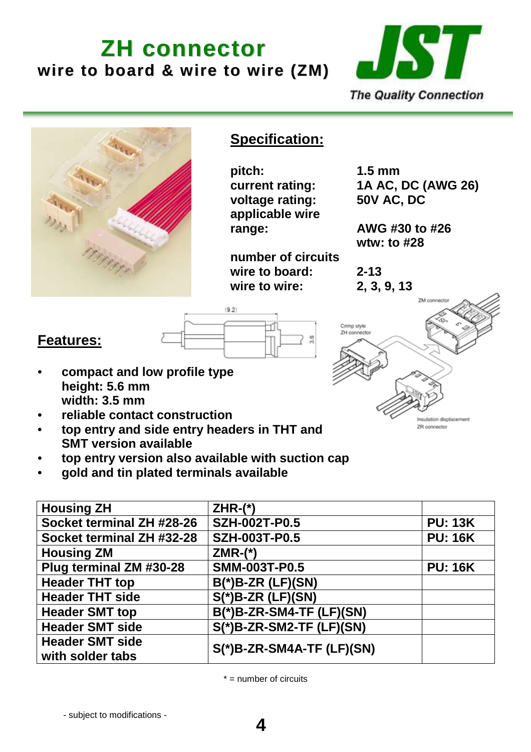# ZH connector

## wire to board & wire to wire (ZM)

The Quality Connection

## Specification:

**pitch:** 1.5 mm
**current rating:** 1A AC, DC (AWG 26)
**voltage rating:** 50V AC, DC
**applicable wire range:** AWG #30 to #26
wtw: to #28

**number of circuits**
**wire to board:** 2-13
**wire to wire:** 2, 3, 9, 13

## Features:

- compact and low profile type
  height: 5.6 mm
  width: 3.5 mm
- reliable contact construction
- top entry and side entry headers in THT and SMT version available
- top entry version also available with suction cap
- gold and tin plated terminals available

| Housing ZH | ZHR-(*) | |
|---|---|---|
| Socket terminal ZH #28-26 | SZH-002T-P0.5 | PU: 13K |
| Socket terminal ZH #32-28 | SZH-003T-P0.5 | PU: 16K |
| Housing ZM | ZMR-(*) | |
| Plug terminal ZM #30-28 | SMM-003T-P0.5 | PU: 16K |
| Header THT top | B(*)B-ZR (LF)(SN) | |
| Header THT side | S(*)B-ZR (LF)(SN) | |
| Header SMT top | B(*)B-ZR-SM4-TF (LF)(SN) | |
| Header SMT side | S(*)B-ZR-SM2-TF (LF)(SN) | |
| Header SMT side with solder tabs | S(*)B-ZR-SM4A-TF (LF)(SN) | |

* = number of circuits

- subject to modifications -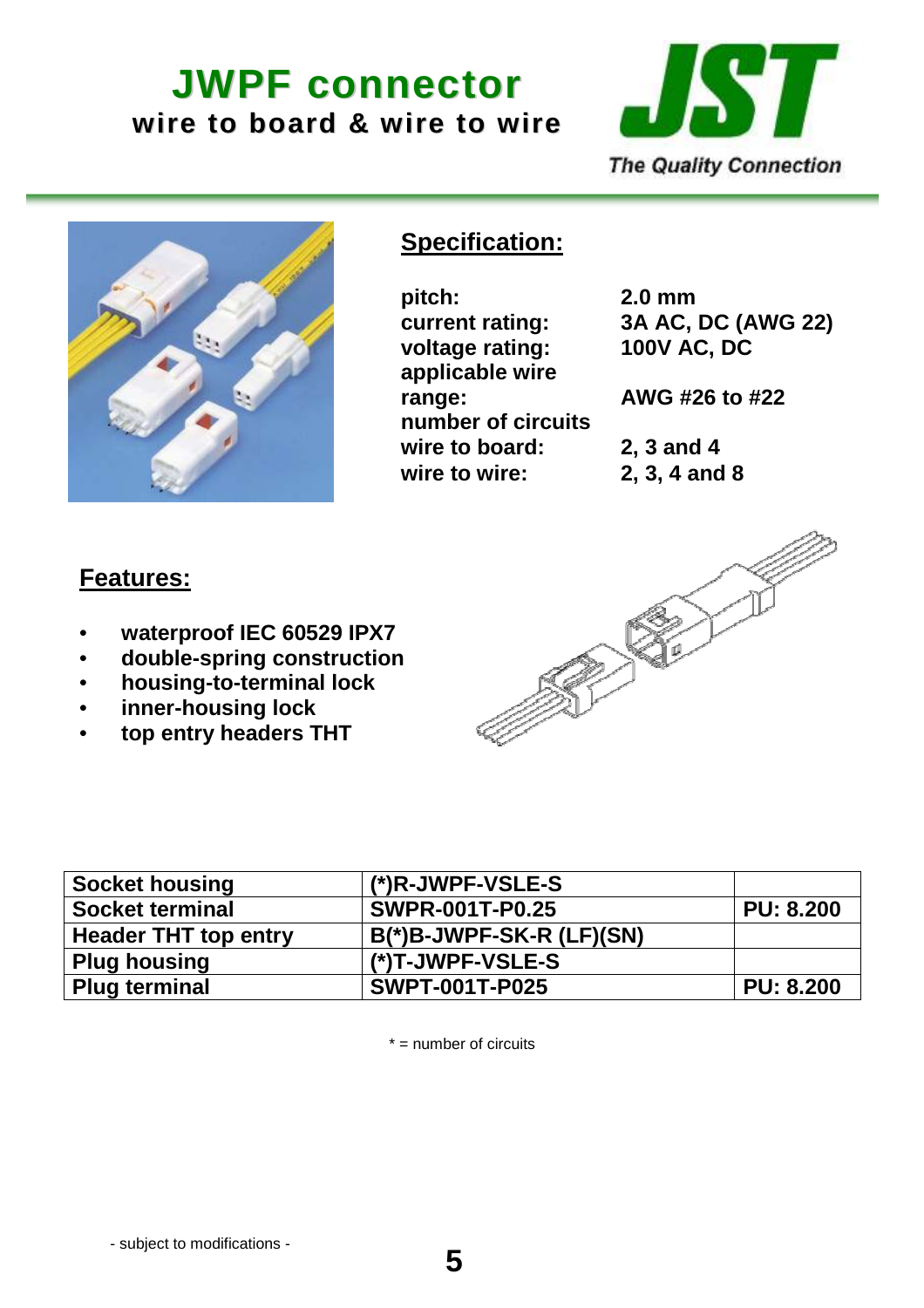# JWPF connector

**wire to board & wire to wire**

The Quality Connection

## Specification:

| | |
|---|---|
| **pitch:** | **2.0 mm** |
| **current rating:** | **3A AC, DC (AWG 22)** |
| **voltage rating:** | **100V AC, DC** |
| **applicable wire range:** | **AWG #26 to #22** |
| **number of circuits** | |
| **wire to board:** | **2, 3 and 4** |
| **wire to wire:** | **2, 3, 4 and 8** |

## Features:

- **waterproof IEC 60529 IPX7**
- **double-spring construction**
- **housing-to-terminal lock**
- **inner-housing lock**
- **top entry headers THT**

| | | |
|---|---|---|
| **Socket housing** | **(*)R-JWPF-VSLE-S** | |
| **Socket terminal** | **SWPR-001T-P0.25** | **PU: 8.200** |
| **Header THT top entry** | **B(*)B-JWPF-SK-R (LF)(SN)** | |
| **Plug housing** | **(*)T-JWPF-VSLE-S** | |
| **Plug terminal** | **SWPT-001T-P025** | **PU: 8.200** |

* = number of circuits

- subject to modifications -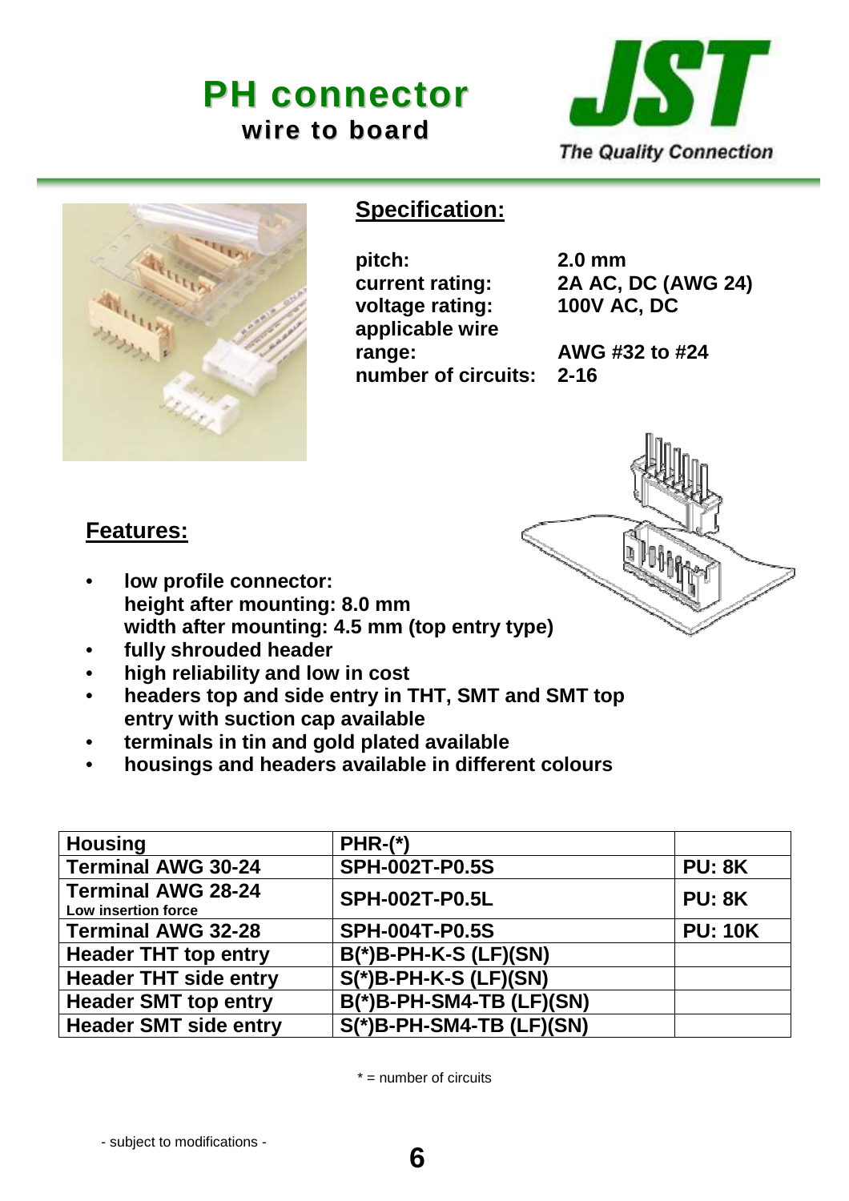# PH connector

## wire to board

JST
*The Quality Connection*

## Specification:

| | |
|---|---|
| pitch: | 2.0 mm |
| current rating: | 2A AC, DC (AWG 24) |
| voltage rating: | 100V AC, DC |
| applicable wire range: | AWG #32 to #24 |
| number of circuits: | 2-16 |

## Features:

- low profile connector:
  height after mounting: 8.0 mm
  width after mounting: 4.5 mm (top entry type)
- fully shrouded header
- high reliability and low in cost
- headers top and side entry in THT, SMT and SMT top entry with suction cap available
- terminals in tin and gold plated available
- housings and headers available in different colours

| Housing | PHR-(*) | |
|---|---|---|
| Terminal AWG 30-24 | SPH-002T-P0.5S | PU: 8K |
| Terminal AWG 28-24 Low insertion force | SPH-002T-P0.5L | PU: 8K |
| Terminal AWG 32-28 | SPH-004T-P0.5S | PU: 10K |
| Header THT top entry | B(*)B-PH-K-S (LF)(SN) | |
| Header THT side entry | S(*)B-PH-K-S (LF)(SN) | |
| Header SMT top entry | B(*)B-PH-SM4-TB (LF)(SN) | |
| Header SMT side entry | S(*)B-PH-SM4-TB (LF)(SN) | |

* = number of circuits

- subject to modifications -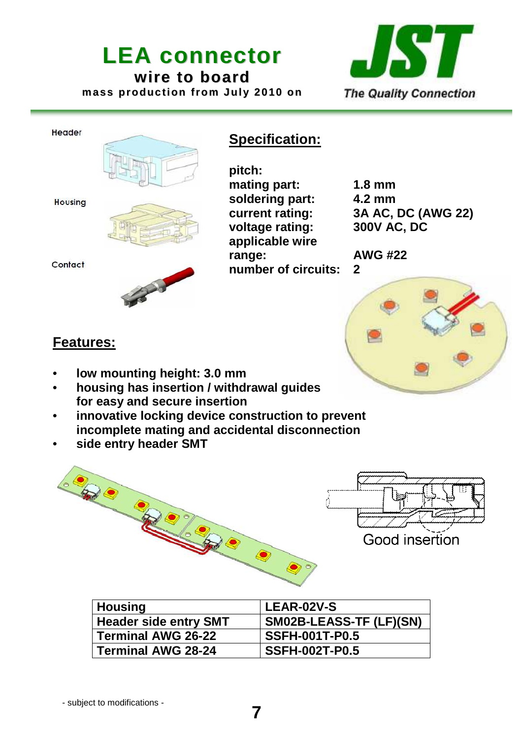# LEA connector

**wire to board**

**mass production from July 2010 on**

## Specification:

| | |
|---|---|
| **pitch:** | |
| **mating part:** | **1.8 mm** |
| **soldering part:** | **4.2 mm** |
| **current rating:** | **3A AC, DC (AWG 22)** |
| **voltage rating:** | **300V AC, DC** |
| **applicable wire range:** | **AWG #22** |
| **number of circuits:** | **2** |

## Features:

- **low mounting height: 3.0 mm**
- **housing has insertion / withdrawal guides for easy and secure insertion**
- **innovative locking device construction to prevent incomplete mating and accidental disconnection**
- **side entry header SMT**

| | |
|---|---|
| **Housing** | **LEAR-02V-S** |
| **Header side entry SMT** | **SM02B-LEASS-TF (LF)(SN)** |
| **Terminal AWG 26-22** | **SSFH-001T-P0.5** |
| **Terminal AWG 28-24** | **SSFH-002T-P0.5** |

- subject to modifications -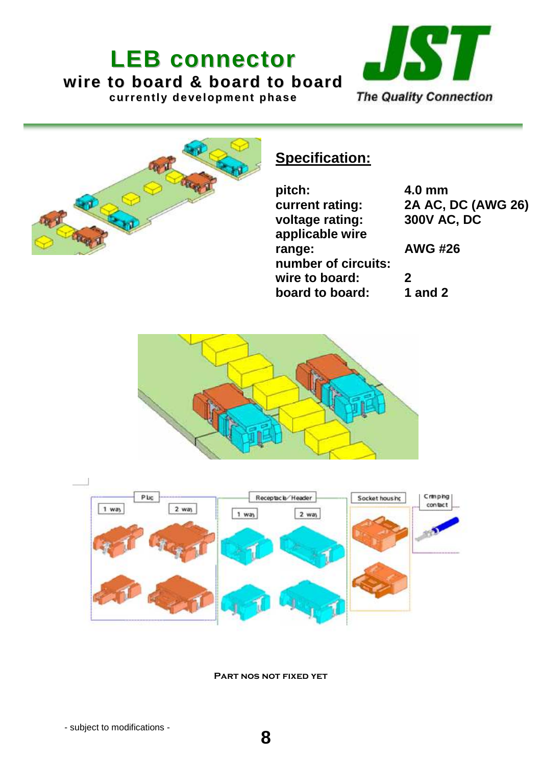# LEB connector

## wire to board & board to board

**currently development phase**

JST
*The Quality Connection*

## Specification:

| | |
|---|---|
| **pitch:** | **4.0 mm** |
| **current rating:** | **2A AC, DC (AWG 26)** |
| **voltage rating:** | **300V AC, DC** |
| **applicable wire range:** | **AWG #26** |
| **number of circuits:** | |
| **wire to board:** | **2** |
| **board to board:** | **1 and 2** |

**PART NOS NOT FIXED YET**

- subject to modifications -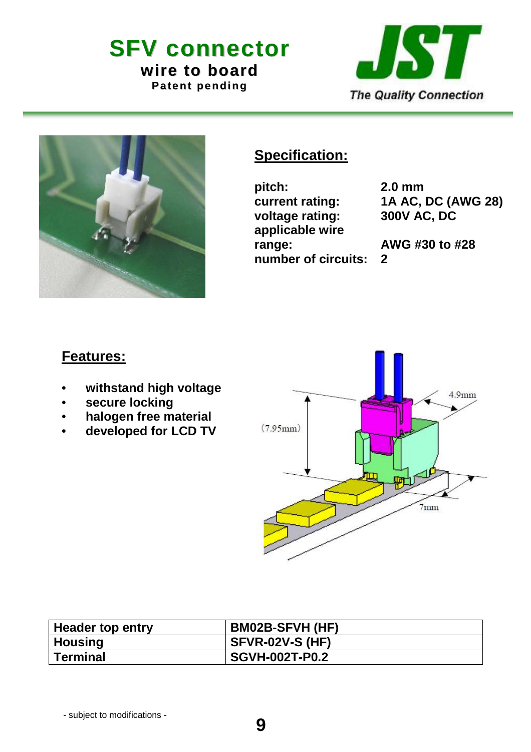# SFV connector

**wire to board**

**Patent pending**

JST

*The Quality Connection*

## Specification:

| | |
|---|---|
| **pitch:** | **2.0 mm** |
| **current rating:** | **1A AC, DC (AWG 28)** |
| **voltage rating:** | **300V AC, DC** |
| **applicable wire range:** | **AWG #30 to #28** |
| **number of circuits:** | **2** |

## Features:

- **withstand high voltage**
- **secure locking**
- **halogen free material**
- **developed for LCD TV**

(7.95mm)

4.9mm

7mm

| | |
|---|---|
| **Header top entry** | **BM02B-SFVH (HF)** |
| **Housing** | **SFVR-02V-S (HF)** |
| **Terminal** | **SGVH-002T-P0.2** |

- subject to modifications -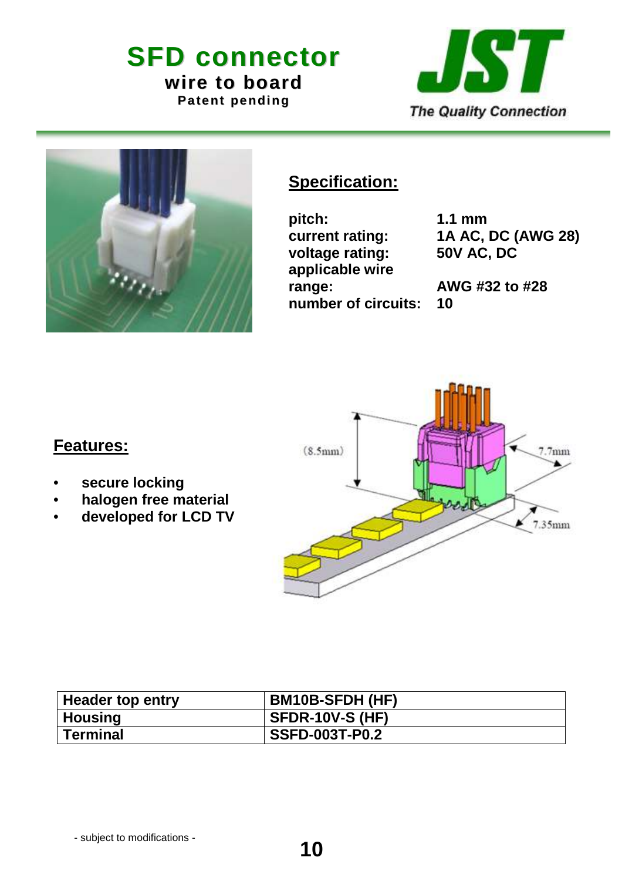# SFD connector

**wire to board**

**Patent pending**

*The Quality Connection*

## Specification:

| | |
|---|---|
| **pitch:** | **1.1 mm** |
| **current rating:** | **1A AC, DC (AWG 28)** |
| **voltage rating:** | **50V AC, DC** |
| **applicable wire range:** | **AWG #32 to #28** |
| **number of circuits:** | **10** |

## Features:

- **secure locking**
- **halogen free material**
- **developed for LCD TV**

(8.5mm)

7.7mm

7.35mm

| | |
|---|---|
| **Header top entry** | **BM10B-SFDH (HF)** |
| **Housing** | **SFDR-10V-S (HF)** |
| **Terminal** | **SSFD-003T-P0.2** |

- subject to modifications -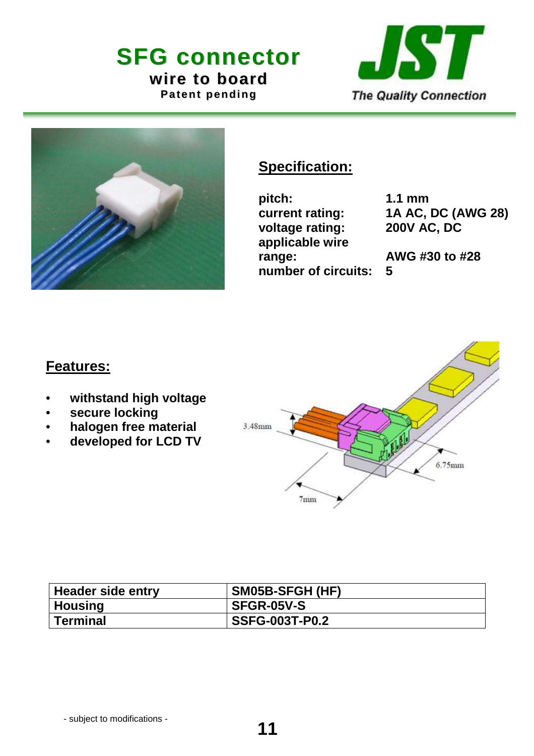# SFG connector

**wire to board**

**Patent pending**

**JST**

*The Quality Connection*

## Specification:

| | |
|---|---|
| pitch: | 1.1 mm |
| current rating: | 1A AC, DC (AWG 28) |
| voltage rating: | 200V AC, DC |
| applicable wire range: | AWG #30 to #28 |
| number of circuits: | 5 |

## Features:

- withstand high voltage
- secure locking
- halogen free material
- developed for LCD TV

3.48mm

6.75mm

7mm

| Header side entry | SM05B-SFGH (HF) |
|---|---|
| Housing | SFGR-05V-S |
| Terminal | SSFG-003T-P0.2 |

- subject to modifications -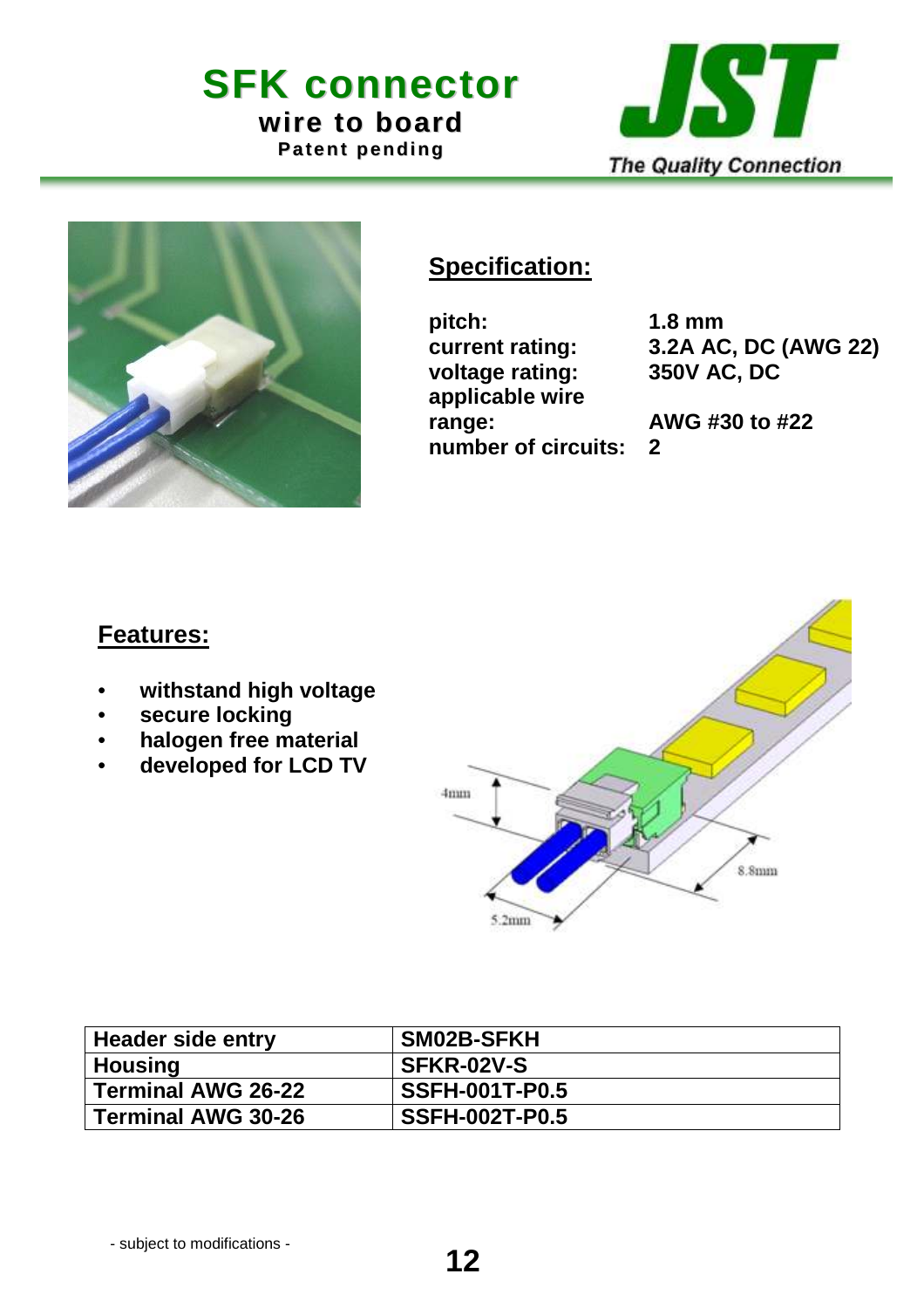# SFK connector

**wire to board**

**Patent pending**

*The Quality Connection*

## Specification:

| | |
|---|---|
| **pitch:** | **1.8 mm** |
| **current rating:** | **3.2A AC, DC (AWG 22)** |
| **voltage rating:** | **350V AC, DC** |
| **applicable wire range:** | **AWG #30 to #22** |
| **number of circuits:** | **2** |

## Features:

- **withstand high voltage**
- **secure locking**
- **halogen free material**
- **developed for LCD TV**

4mm

8.8mm

5.2mm

| | |
|---|---|
| **Header side entry** | **SM02B-SFKH** |
| **Housing** | **SFKR-02V-S** |
| **Terminal AWG 26-22** | **SSFH-001T-P0.5** |
| **Terminal AWG 30-26** | **SSFH-002T-P0.5** |

- subject to modifications -